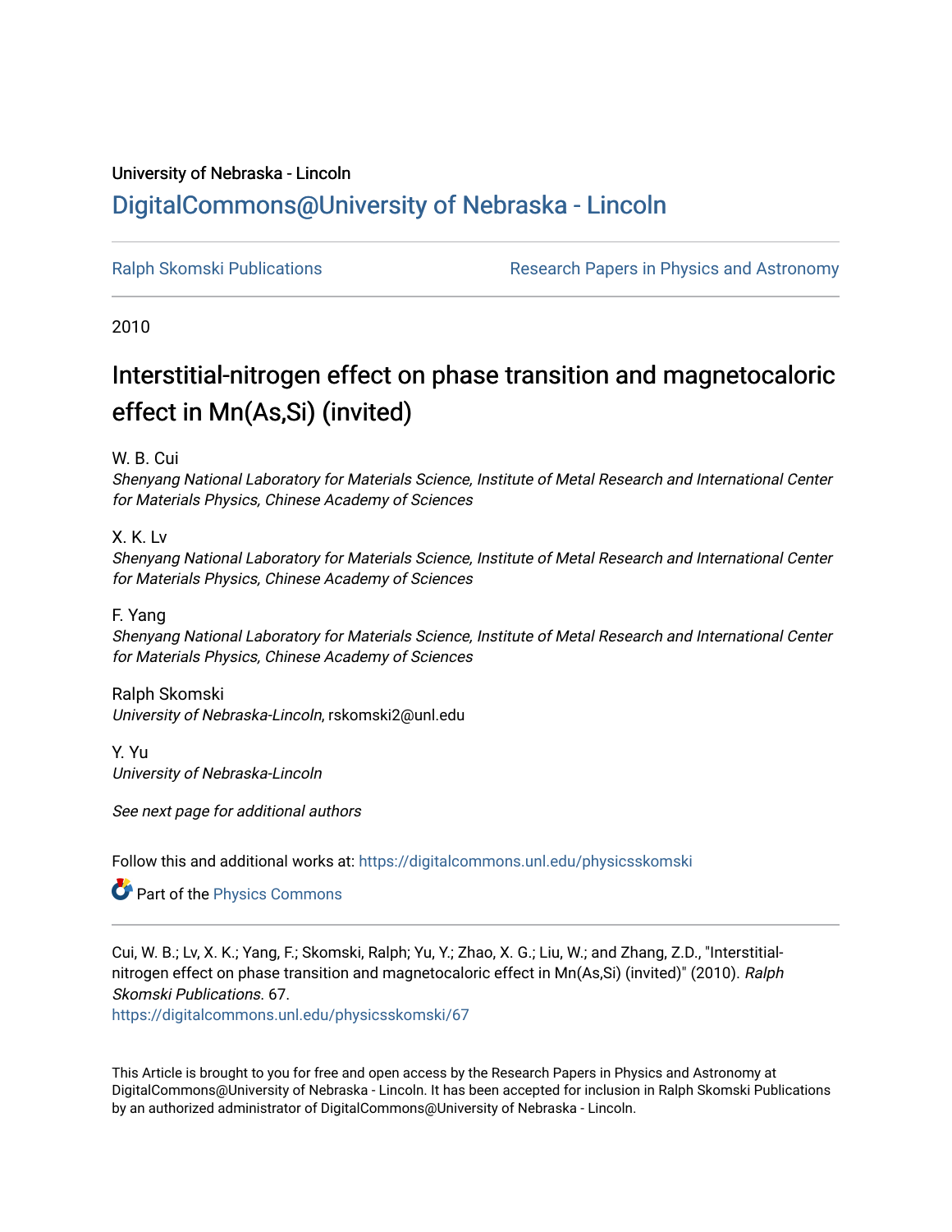University of Nebraska - Lincoln

# DigitalCommons@University of Nebraska - Lincoln

Ralph Skomski Publications

Research Papers in Physics and Astronomy

2010

# Interstitial-nitrogen effect on phase transition and magnetocaloric effect in Mn(As,Si) (invited)

W. B. Cui
*Shenyang National Laboratory for Materials Science, Institute of Metal Research and International Center for Materials Physics, Chinese Academy of Sciences*

X. K. Lv
*Shenyang National Laboratory for Materials Science, Institute of Metal Research and International Center for Materials Physics, Chinese Academy of Sciences*

F. Yang
*Shenyang National Laboratory for Materials Science, Institute of Metal Research and International Center for Materials Physics, Chinese Academy of Sciences*

Ralph Skomski
*University of Nebraska-Lincoln*, rskomski2@unl.edu

Y. Yu
*University of Nebraska-Lincoln*

*See next page for additional authors*

Follow this and additional works at: https://digitalcommons.unl.edu/physicsskomski

Part of the Physics Commons

Cui, W. B.; Lv, X. K.; Yang, F.; Skomski, Ralph; Yu, Y.; Zhao, X. G.; Liu, W.; and Zhang, Z.D., "Interstitial-nitrogen effect on phase transition and magnetocaloric effect in Mn(As,Si) (invited)" (2010). *Ralph Skomski Publications*. 67.
https://digitalcommons.unl.edu/physicsskomski/67

This Article is brought to you for free and open access by the Research Papers in Physics and Astronomy at DigitalCommons@University of Nebraska - Lincoln. It has been accepted for inclusion in Ralph Skomski Publications by an authorized administrator of DigitalCommons@University of Nebraska - Lincoln.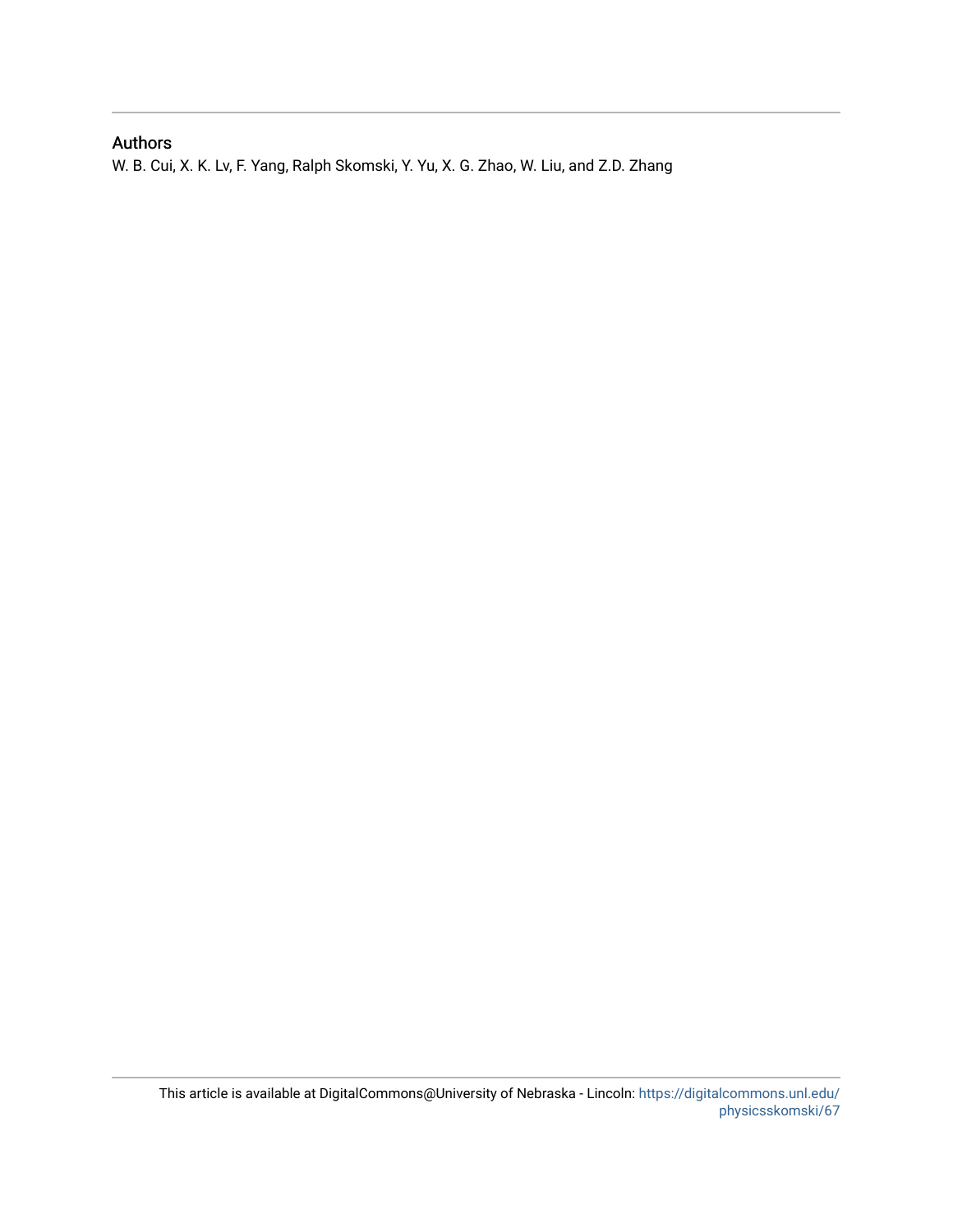## Authors

W. B. Cui, X. K. Lv, F. Yang, Ralph Skomski, Y. Yu, X. G. Zhao, W. Liu, and Z.D. Zhang

This article is available at DigitalCommons@University of Nebraska - Lincoln: https://digitalcommons.unl.edu/physicsskomski/67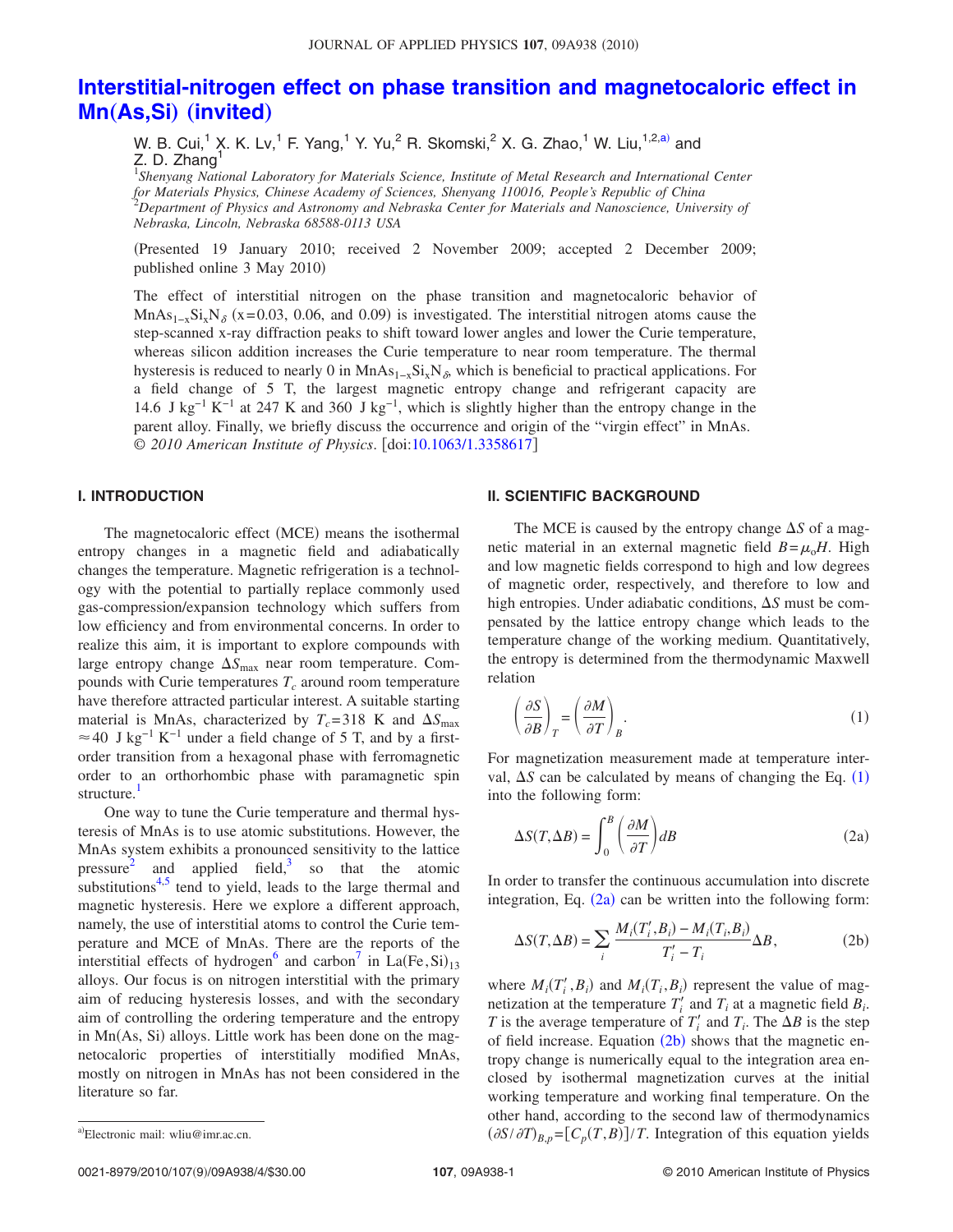# Interstitial-nitrogen effect on phase transition and magnetocaloric effect in Mn(As,Si) (invited)

W. B. Cui,[1] X. K. Lv,[1] F. Yang,[1] Y. Yu,[2] R. Skomski,[2] X. G. Zhao,[1] W. Liu,[1,2,a)] and Z. D. Zhang[1]

[1]*Shenyang National Laboratory for Materials Science, Institute of Metal Research and International Center for Materials Physics, Chinese Academy of Sciences, Shenyang 110016, People's Republic of China*
[2]*Department of Physics and Astronomy and Nebraska Center for Materials and Nanoscience, University of Nebraska, Lincoln, Nebraska 68588-0113 USA*

(Presented 19 January 2010; received 2 November 2009; accepted 2 December 2009; published online 3 May 2010)

The effect of interstitial nitrogen on the phase transition and magnetocaloric behavior of $MnAs_{1-x}Si_xN_\delta$ (x=0.03, 0.06, and 0.09) is investigated. The interstitial nitrogen atoms cause the step-scanned x-ray diffraction peaks to shift toward lower angles and lower the Curie temperature, whereas silicon addition increases the Curie temperature to near room temperature. The thermal hysteresis is reduced to nearly 0 in $MnAs_{1-x}Si_xN_\delta$, which is beneficial to practical applications. For a field change of 5 T, the largest magnetic entropy change and refrigerant capacity are 14.6 J kg$^{-1}$ K$^{-1}$ at 247 K and 360 J kg$^{-1}$, which is slightly higher than the entropy change in the parent alloy. Finally, we briefly discuss the occurrence and origin of the "virgin effect" in MnAs. © *2010 American Institute of Physics*. [doi:10.1063/1.3358617]

## I. INTRODUCTION

The magnetocaloric effect (MCE) means the isothermal entropy changes in a magnetic field and adiabatically changes the temperature. Magnetic refrigeration is a technology with the potential to partially replace commonly used gas-compression/expansion technology which suffers from low efficiency and from environmental concerns. In order to realize this aim, it is important to explore compounds with large entropy change $\Delta S_{max}$ near room temperature. Compounds with Curie temperatures $T_c$ around room temperature have therefore attracted particular interest. A suitable starting material is MnAs, characterized by $T_c$=318 K and $\Delta S_{max} \approx 40$ J kg$^{-1}$ K$^{-1}$ under a field change of 5 T, and by a first-order transition from a hexagonal phase with ferromagnetic order to an orthorhombic phase with paramagnetic spin structure.[1]

One way to tune the Curie temperature and thermal hysteresis of MnAs is to use atomic substitutions. However, the MnAs system exhibits a pronounced sensitivity to the lattice pressure[2] and applied field,[3] so that the atomic substitutions[4,5] tend to yield, leads to the large thermal and magnetic hysteresis. Here we explore a different approach, namely, the use of interstitial atoms to control the Curie temperature and MCE of MnAs. There are the reports of the interstitial effects of hydrogen[6] and carbon[7] in La(Fe,Si)$_{13}$ alloys. Our focus is on nitrogen interstitial with the primary aim of reducing hysteresis losses, and with the secondary aim of controlling the ordering temperature and the entropy in Mn(As, Si) alloys. Little work has been done on the magnetocaloric properties of interstitially modified MnAs, mostly on nitrogen in MnAs has not been considered in the literature so far.

## II. SCIENTIFIC BACKGROUND

The MCE is caused by the entropy change $\Delta S$ of a magnetic material in an external magnetic field $B=\mu_o H$. High and low magnetic fields correspond to high and low degrees of magnetic order, respectively, and therefore to low and high entropies. Under adiabatic conditions, $\Delta S$ must be compensated by the lattice entropy change which leads to the temperature change of the working medium. Quantitatively, the entropy is determined from the thermodynamic Maxwell relation

$$\left(\frac{\partial S}{\partial B}\right)_T = \left(\frac{\partial M}{\partial T}\right)_B. \tag{1}$$

For magnetization measurement made at temperature interval, $\Delta S$ can be calculated by means of changing the Eq. (1) into the following form:

$$\Delta S(T,\Delta B) = \int_0^B \left(\frac{\partial M}{\partial T}\right) dB \tag{2a}$$

In order to transfer the continuous accumulation into discrete integration, Eq. (2a) can be written into the following form:

$$\Delta S(T,\Delta B) = \sum_i \frac{M_i(T_i',B_i) - M_i(T_i,B_i)}{T_i' - T_i}\Delta B, \tag{2b}$$

where $M_i(T_i',B_i)$ and $M_i(T_i,B_i)$ represent the value of magnetization at the temperature $T_i'$ and $T_i$ at a magnetic field $B_i$. $T$ is the average temperature of $T_i'$ and $T_i$. The $\Delta B$ is the step of field increase. Equation (2b) shows that the magnetic entropy change is numerically equal to the integration area enclosed by isothermal magnetization curves at the initial working temperature and working final temperature. On the other hand, according to the second law of thermodynamics $(\partial S/\partial T)_{B,p}=[C_p(T,B)]/T$. Integration of this equation yields

[a)]Electronic mail: wliu@imr.ac.cn.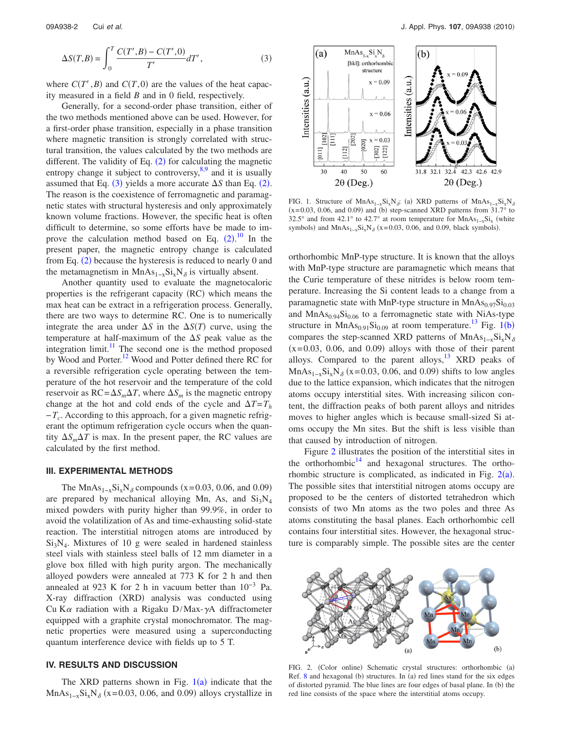$$\Delta S(T,B) = \int_0^T \frac{C(T',B) - C(T',0)}{T'} dT', \quad (3)$$

where $C(T',B)$ and $C(T,0)$ are the values of the heat capacity measured in a field $B$ and in 0 field, respectively.

Generally, for a second-order phase transition, either of the two methods mentioned above can be used. However, for a first-order phase transition, especially in a phase transition where magnetic transition is strongly correlated with structural transition, the values calculated by the two methods are different. The validity of Eq. (2) for calculating the magnetic entropy change it subject to controversy,[8,9] and it is usually assumed that Eq. (3) yields a more accurate $\Delta S$ than Eq. (2). The reason is the coexistence of ferromagnetic and paramagnetic states with structural hysteresis and only approximately known volume fractions. However, the specific heat is often difficult to determine, so some efforts have be made to improve the calculation method based on Eq. (2).[10] In the present paper, the magnetic entropy change is calculated from Eq. (2) because the hysteresis is reduced to nearly 0 and the metamagnetism in $MnAs_{1-x}Si_xN_\delta$ is virtually absent.

Another quantity used to evaluate the magnetocaloric properties is the refrigerant capacity (RC) which means the max heat can be extract in a refrigeration process. Generally, there are two ways to determine RC. One is to numerically integrate the area under $\Delta S$ in the $\Delta S(T)$ curve, using the temperature at half-maximum of the $\Delta S$ peak value as the integration limit.[11] The second one is the method proposed by Wood and Porter.[12] Wood and Potter defined there RC for a reversible refrigeration cycle operating between the temperature of the hot reservoir and the temperature of the cold reservoir as $RC = \Delta S_m \Delta T$, where $\Delta S_m$ is the magnetic entropy change at the hot and cold ends of the cycle and $\Delta T = T_h - T_c$. According to this approach, for a given magnetic refrigerant the optimum refrigeration cycle occurs when the quantity $\Delta S_m \Delta T$ is max. In the present paper, the RC values are calculated by the first method.

### III. EXPERIMENTAL METHODS

The $MnAs_{1-x}Si_xN_\delta$ compounds (x=0.03, 0.06, and 0.09) are prepared by mechanical alloying Mn, As, and $Si_3N_4$ mixed powders with purity higher than 99.9%, in order to avoid the volatilization of As and time-exhausting solid-state reaction. The interstitial nitrogen atoms are introduced by $Si_3N_4$. Mixtures of 10 g were sealed in hardened stainless steel vials with stainless steel balls of 12 mm diameter in a glove box filled with high purity argon. The mechanically alloyed powders were annealed at 773 K for 2 h and then annealed at 923 K for 2 h in vacuum better than $10^{-3}$ Pa. X-ray diffraction (XRD) analysis was conducted using Cu $K\alpha$ radiation with a Rigaku D/Max-$\gamma$A diffractometer equipped with a graphite crystal monochromator. The magnetic properties were measured using a superconducting quantum interference device with fields up to 5 T.

### IV. RESULTS AND DISCUSSION

The XRD patterns shown in Fig. 1(a) indicate that the $MnAs_{1-x}Si_xN_\delta$ (x=0.03, 0.06, and 0.09) alloys crystallize in orthorhombic MnP-type structure. It is known that the alloys with MnP-type structure are paramagnetic which means that the Curie temperature of these nitrides is below room temperature. Increasing the Si content leads to a change from a paramagnetic state with MnP-type structure in $MnAs_{0.97}Si_{0.03}$ and $MnAs_{0.94}Si_{0.06}$ to a ferromagnetic state with NiAs-type structure in $MnAs_{0.91}Si_{0.09}$ at room temperature.[13] Fig. 1(b) compares the step-scanned XRD patterns of $MnAs_{1-x}Si_xN_\delta$ (x=0.03, 0.06, and 0.09) alloys with those of their parent alloys. Compared to the parent alloys,[13] XRD peaks of $MnAs_{1-x}Si_xN_\delta$ (x=0.03, 0.06, and 0.09) shifts to low angles due to the lattice expansion, which indicates that the nitrogen atoms occupy interstitial sites. With increasing silicon content, the diffraction peaks of both parent alloys and nitrides moves to higher angles which is because small-sized Si atoms occupy the Mn sites. But the shift is less visible than that caused by introduction of nitrogen.

FIG. 1. Structure of $MnAs_{1-x}Si_xN_\delta$: (a) XRD patterns of $MnAs_{1-x}Si_xN_\delta$ (x=0.03, 0.06, and 0.09) and (b) step-scanned XRD patterns from 31.7° to 32.5° and from 42.1° to 42.7° at room temperature for $MnAs_{1-x}Si_x$ (white symbols) and $MnAs_{1-x}Si_xN_\delta$ (x=0.03, 0.06, and 0.09, black symbols).

Figure 2 illustrates the position of the interstitial sites in the orthorhombic[14] and hexagonal structures. The orthorhombic structure is complicated, as indicated in Fig. 2(a). The possible sites that interstitial nitrogen atoms occupy are proposed to be the centers of distorted tetrahedron which consists of two Mn atoms as the two poles and three As atoms constituting the basal planes. Each orthorhombic cell contains four interstitial sites. However, the hexagonal structure is comparably simple. The possible sites are the center

FIG. 2. (Color online) Schematic crystal structures: orthorhombic (a) Ref. 8 and hexagonal (b) structures. In (a) red lines stand for the six edges of distorted pyramid. The blue lines are four edges of basal plane. In (b) the red line consists of the space where the interstitial atoms occupy.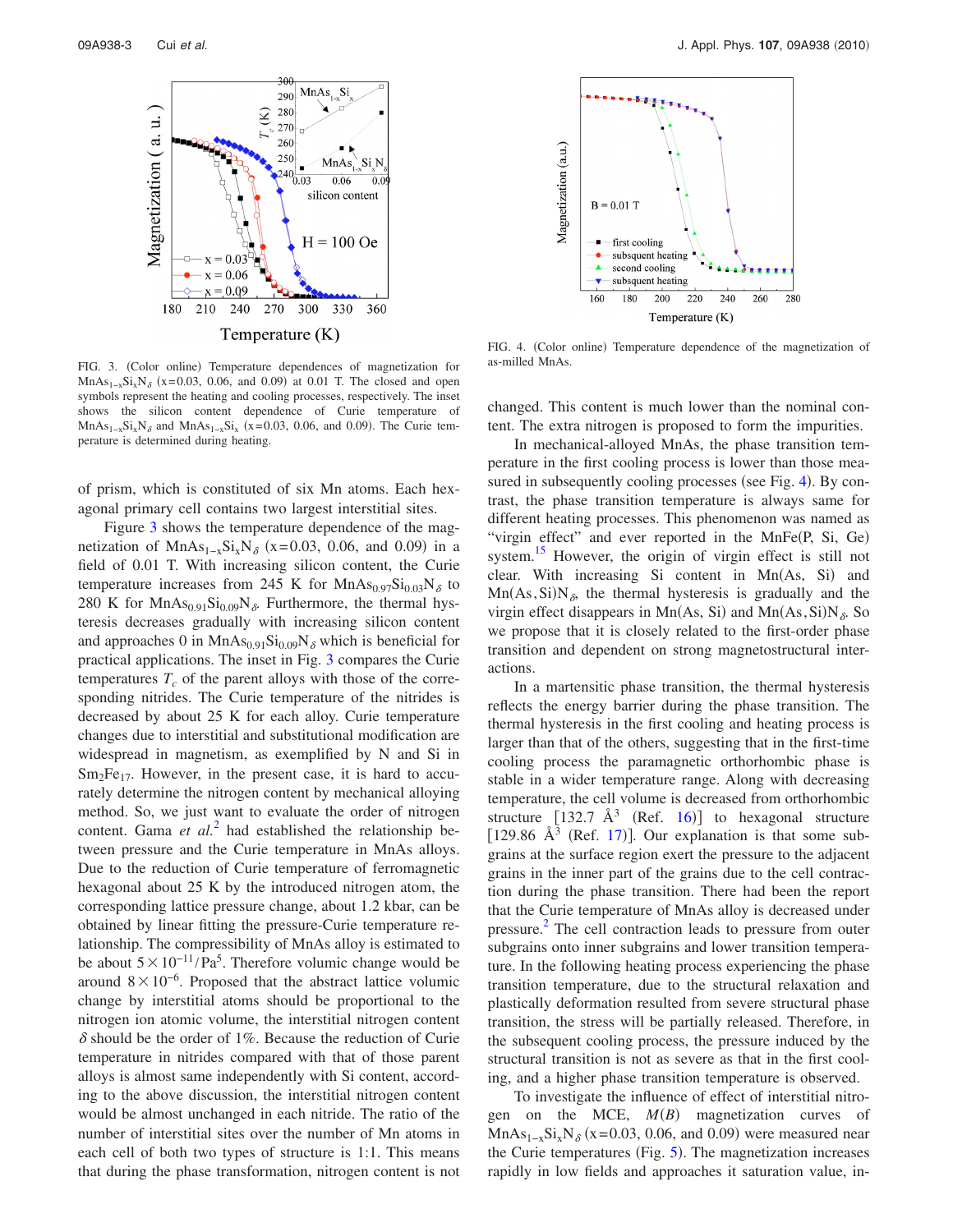FIG. 3. (Color online) Temperature dependences of magnetization for $MnAs_{1-x}Si_xN_\delta$ (x=0.03, 0.06, and 0.09) at 0.01 T. The closed and open symbols represent the heating and cooling processes, respectively. The inset shows the silicon content dependence of Curie temperature of $MnAs_{1-x}Si_xN_\delta$ and $MnAs_{1-x}Si_x$ (x=0.03, 0.06, and 0.09). The Curie temperature is determined during heating.

FIG. 4. (Color online) Temperature dependence of the magnetization of as-milled MnAs.

of prism, which is constituted of six Mn atoms. Each hexagonal primary cell contains two largest interstitial sites.

Figure 3 shows the temperature dependence of the magnetization of $MnAs_{1-x}Si_xN_\delta$ (x=0.03, 0.06, and 0.09) in a field of 0.01 T. With increasing silicon content, the Curie temperature increases from 245 K for $MnAs_{0.97}Si_{0.03}N_\delta$ to 280 K for $MnAs_{0.91}Si_{0.09}N_\delta$. Furthermore, the thermal hysteresis decreases gradually with increasing silicon content and approaches 0 in $MnAs_{0.91}Si_{0.09}N_\delta$ which is beneficial for practical applications. The inset in Fig. 3 compares the Curie temperatures $T_c$ of the parent alloys with those of the corresponding nitrides. The Curie temperature of the nitrides is decreased by about 25 K for each alloy. Curie temperature changes due to interstitial and substitutional modification are widespread in magnetism, as exemplified by N and Si in $Sm_2Fe_{17}$. However, in the present case, it is hard to accurately determine the nitrogen content by mechanical alloying method. So, we just want to evaluate the order of nitrogen content. Gama *et al.*[2] had established the relationship between pressure and the Curie temperature in MnAs alloys. Due to the reduction of Curie temperature of ferromagnetic hexagonal about 25 K by the introduced nitrogen atom, the corresponding lattice pressure change, about 1.2 kbar, can be obtained by linear fitting the pressure-Curie temperature relationship. The compressibility of MnAs alloy is estimated to be about $5\times10^{-11}$/Pa[5]. Therefore volumic change would be around $8\times10^{-6}$. Proposed that the abstract lattice volumic change by interstitial atoms should be proportional to the nitrogen ion atomic volume, the interstitial nitrogen content $\delta$ should be the order of 1%. Because the reduction of Curie temperature in nitrides compared with that of those parent alloys is almost same independently with Si content, according to the above discussion, the interstitial nitrogen content would be almost unchanged in each nitride. The ratio of the number of interstitial sites over the number of Mn atoms in each cell of both two types of structure is 1:1. This means that during the phase transformation, nitrogen content is not changed. This content is much lower than the nominal content. The extra nitrogen is proposed to form the impurities.

In mechanical-alloyed MnAs, the phase transition temperature in the first cooling process is lower than those measured in subsequently cooling processes (see Fig. 4). By contrast, the phase transition temperature is always same for different heating processes. This phenomenon was named as "virgin effect" and ever reported in the MnFe(P, Si, Ge) system.[15] However, the origin of virgin effect is still not clear. With increasing Si content in Mn(As, Si) and Mn(As, Si)$N_\delta$, the thermal hysteresis is gradually and the virgin effect disappears in Mn(As, Si) and Mn(As, Si)$N_\delta$. So we propose that it is closely related to the first-order phase transition and dependent on strong magnetostructural interactions.

In a martensitic phase transition, the thermal hysteresis reflects the energy barrier during the phase transition. The thermal hysteresis in the first cooling and heating process is larger than that of the others, suggesting that in the first-time cooling process the paramagnetic orthorhombic phase is stable in a wider temperature range. Along with decreasing temperature, the cell volume is decreased from orthorhombic structure [132.7 Å$^3$ (Ref. 16)] to hexagonal structure [129.86 Å$^3$ (Ref. 17)]. Our explanation is that some subgrains at the surface region exert the pressure to the adjacent grains in the inner part of the grains due to the cell contraction during the phase transition. There had been the report that the Curie temperature of MnAs alloy is decreased under pressure.[2] The cell contraction leads to pressure from outer subgrains onto inner subgrains and lower transition temperature. In the following heating process experiencing the phase transition temperature, due to the structural relaxation and plastically deformation resulted from severe structural phase transition, the stress will be partially released. Therefore, in the subsequent cooling process, the pressure induced by the structural transition is not as severe as that in the first cooling, and a higher phase transition temperature is observed.

To investigate the influence of effect of interstitial nitrogen on the MCE, $M(B)$ magnetization curves of $MnAs_{1-x}Si_xN_\delta$ (x=0.03, 0.06, and 0.09) were measured near the Curie temperatures (Fig. 5). The magnetization increases rapidly in low fields and approaches it saturation value, in-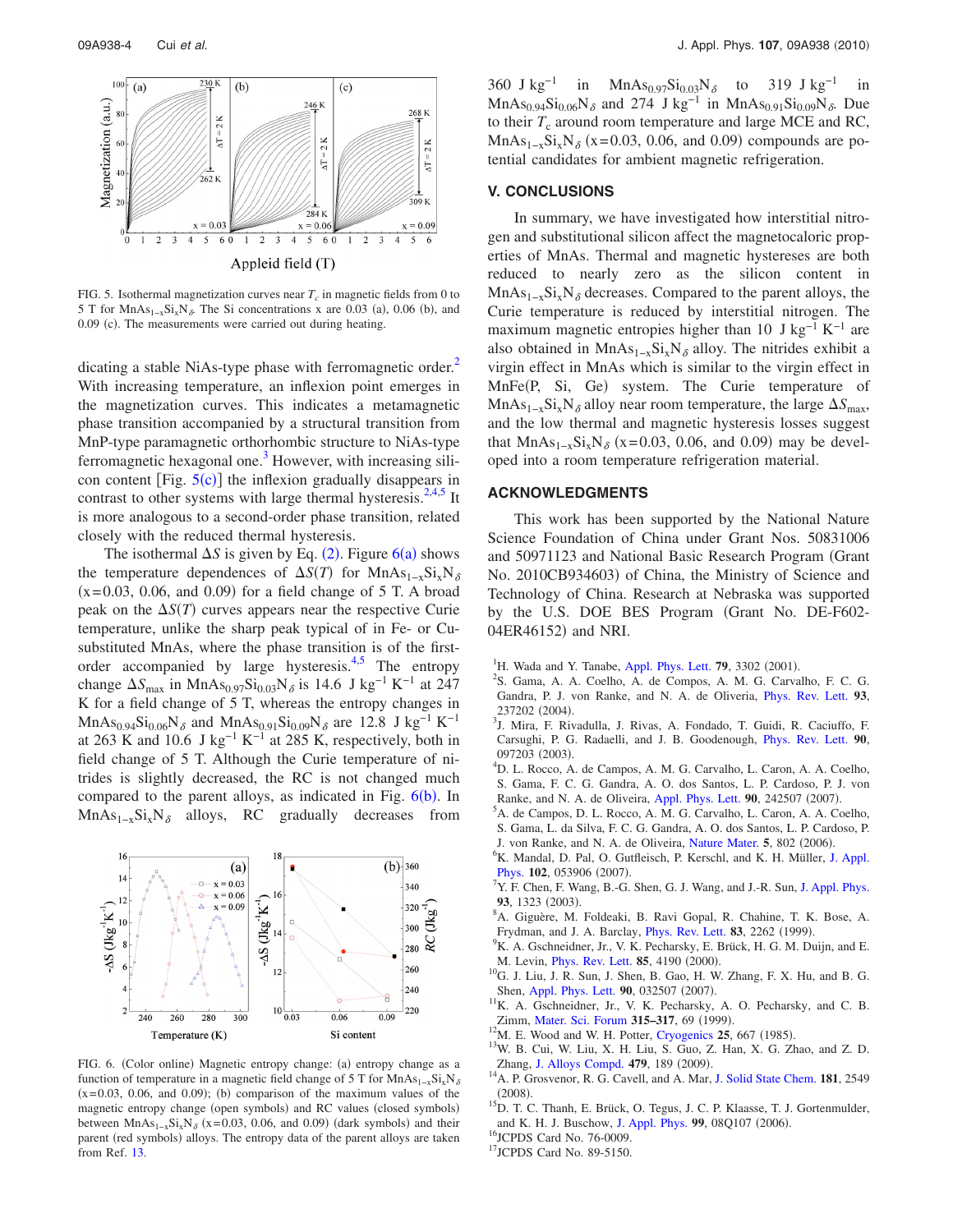(a) (b) (c)

Magnetization (a.u.)

230 K

262 K

246 K

284 K

268 K

309 K

ΔT = 2 K

x = 0.03

x = 0.06

x = 0.09

Appleid field (T)

FIG. 5. Isothermal magnetization curves near $T_c$ in magnetic fields from 0 to 5 T for $MnAs_{1-x}Si_xN_\delta$. The Si concentrations x are 0.03 (a), 0.06 (b), and 0.09 (c). The measurements were carried out during heating.

dicating a stable NiAs-type phase with ferromagnetic order.[2] With increasing temperature, an inflexion point emerges in the magnetization curves. This indicates a metamagnetic phase transition accompanied by a structural transition from MnP-type paramagnetic orthorhombic structure to NiAs-type ferromagnetic hexagonal one.[3] However, with increasing silicon content [Fig. 5(c)] the inflexion gradually disappears in contrast to other systems with large thermal hysteresis.[2,4,5] It is more analogous to a second-order phase transition, related closely with the reduced thermal hysteresis.

The isothermal $\Delta S$ is given by Eq. (2). Figure 6(a) shows the temperature dependences of $\Delta S(T)$ for $MnAs_{1-x}Si_xN_\delta$ (x=0.03, 0.06, and 0.09) for a field change of 5 T. A broad peak on the $\Delta S(T)$ curves appears near the respective Curie temperature, unlike the sharp peak typical of in Fe- or Cu-substituted MnAs, where the phase transition is of the first-order accompanied by large hysteresis.[4,5] The entropy change $\Delta S_{max}$ in $MnAs_{0.97}Si_{0.03}N_\delta$ is 14.6 J kg$^{-1}$ K$^{-1}$ at 247 K for a field change of 5 T, whereas the entropy changes in $MnAs_{0.94}Si_{0.06}N_\delta$ and $MnAs_{0.91}Si_{0.09}N_\delta$ are 12.8 J kg$^{-1}$ K$^{-1}$ at 263 K and 10.6 J kg$^{-1}$ K$^{-1}$ at 285 K, respectively, both in field change of 5 T. Although the Curie temperature of nitrides is slightly decreased, the RC is not changed much compared to the parent alloys, as indicated in Fig. 6(b). In $MnAs_{1-x}Si_xN_\delta$ alloys, RC gradually decreases from 360 J kg$^{-1}$ in $MnAs_{0.97}Si_{0.03}N_\delta$ to 319 J kg$^{-1}$ in $MnAs_{0.94}Si_{0.06}N_\delta$ and 274 J kg$^{-1}$ in $MnAs_{0.91}Si_{0.09}N_\delta$. Due to their $T_c$ around room temperature and large MCE and RC, $MnAs_{1-x}Si_xN_\delta$ (x=0.03, 0.06, and 0.09) compounds are potential candidates for ambient magnetic refrigeration.

(a) (b)

-ΔS (Jkg$^{-1}$K$^{-1}$)

Temperature (K)

x = 0.03
x = 0.06
x = 0.09

Si content

RC (Jkg$^{-1}$)

FIG. 6. (Color online) Magnetic entropy change: (a) entropy change as a function of temperature in a magnetic field change of 5 T for $MnAs_{1-x}Si_xN_\delta$ (x=0.03, 0.06, and 0.09); (b) comparison of the maximum values of the magnetic entropy change (open symbols) and RC values (closed symbols) between $MnAs_{1-x}Si_xN_\delta$ (x=0.03, 0.06, and 0.09) (dark symbols) and their parent (red symbols) alloys. The entropy data of the parent alloys are taken from Ref. 13.

## V. CONCLUSIONS

In summary, we have investigated how interstitial nitrogen and substitutional silicon affect the magnetocaloric properties of MnAs. Thermal and magnetic hystereses are both reduced to nearly zero as the silicon content in $MnAs_{1-x}Si_xN_\delta$ decreases. Compared to the parent alloys, the Curie temperature is reduced by interstitial nitrogen. The maximum magnetic entropies higher than 10 J kg$^{-1}$ K$^{-1}$ are also obtained in $MnAs_{1-x}Si_xN_\delta$ alloy. The nitrides exhibit a virgin effect in MnAs which is similar to the virgin effect in MnFe(P, Si, Ge) system. The Curie temperature of $MnAs_{1-x}Si_xN_\delta$ alloy near room temperature, the large $\Delta S_{max}$, and the low thermal and magnetic hysteresis losses suggest that $MnAs_{1-x}Si_xN_\delta$ (x=0.03, 0.06, and 0.09) may be developed into a room temperature refrigeration material.

## ACKNOWLEDGMENTS

This work has been supported by the National Nature Science Foundation of China under Grant Nos. 50831006 and 50971123 and National Basic Research Program (Grant No. 2010CB934603) of China, the Ministry of Science and Technology of China. Research at Nebraska was supported by the U.S. DOE BES Program (Grant No. DE-F602-04ER46152) and NRI.

[1] H. Wada and Y. Tanabe, Appl. Phys. Lett. **79**, 3302 (2001).
[2] S. Gama, A. A. Coelho, A. de Compos, A. M. G. Carvalho, F. C. G. Gandra, P. J. von Ranke, and N. A. de Oliveria, Phys. Rev. Lett. **93**, 237202 (2004).
[3] J. Mira, F. Rivadulla, J. Rivas, A. Fondado, T. Guidi, R. Caciuffo, F. Carsughi, P. G. Radaelli, and J. B. Goodenough, Phys. Rev. Lett. **90**, 097203 (2003).
[4] D. L. Rocco, A. de Campos, A. M. G. Carvalho, L. Caron, A. A. Coelho, S. Gama, F. C. G. Gandra, A. O. dos Santos, L. P. Cardoso, P. J. von Ranke, and N. A. de Oliveira, Appl. Phys. Lett. **90**, 242507 (2007).
[5] A. de Campos, D. L. Rocco, A. M. G. Carvalho, L. Caron, A. A. Coelho, S. Gama, L. da Silva, F. C. G. Gandra, A. O. dos Santos, L. P. Cardoso, P. J. von Ranke, and N. A. de Oliveira, Nature Mater. **5**, 802 (2006).
[6] K. Mandal, D. Pal, O. Gutfleisch, P. Kerschl, and K. H. Müller, J. Appl. Phys. **102**, 053906 (2007).
[7] Y. F. Chen, F. Wang, B.-G. Shen, G. J. Wang, and J.-R. Sun, J. Appl. Phys. **93**, 1323 (2003).
[8] A. Giguère, M. Foldeaki, B. Ravi Gopal, R. Chahine, T. K. Bose, A. Frydman, and J. A. Barclay, Phys. Rev. Lett. **83**, 2262 (1999).
[9] K. A. Gschneidner, Jr., V. K. Pecharsky, E. Brück, H. G. M. Duijn, and E. M. Levin, Phys. Rev. Lett. **85**, 4190 (2000).
[10] G. J. Liu, J. R. Sun, J. Shen, B. Gao, H. W. Zhang, F. X. Hu, and B. G. Shen, Appl. Phys. Lett. **90**, 032507 (2007).
[11] K. A. Gschneidner, Jr., V. K. Pecharsky, A. O. Pecharsky, and C. B. Zimm, Mater. Sci. Forum **315–317**, 69 (1999).
[12] M. E. Wood and W. H. Potter, Cryogenics **25**, 667 (1985).
[13] W. B. Cui, W. Liu, X. H. Liu, S. Guo, Z. Han, X. G. Zhao, and Z. D. Zhang, J. Alloys Compd. **479**, 189 (2009).
[14] A. P. Grosvenor, R. G. Cavell, and A. Mar, J. Solid State Chem. **181**, 2549 (2008).
[15] D. T. C. Thanh, E. Brück, O. Tegus, J. C. P. Klaasse, T. J. Gortenmulder, and K. H. J. Buschow, J. Appl. Phys. **99**, 08Q107 (2006).
[16] JCPDS Card No. 76-0009.
[17] JCPDS Card No. 89-5150.